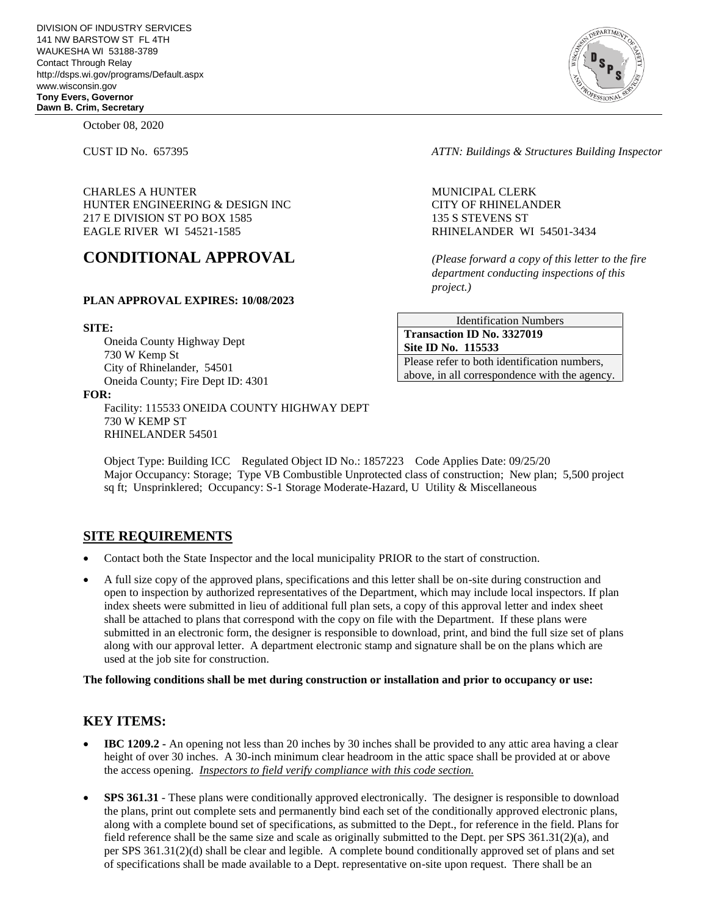DIVISION OF INDUSTRY SERVICES
141 NW BARSTOW ST FL 4TH
WAUKESHA WI 53188-3789
Contact Through Relay
http://dsps.wi.gov/programs/Default.aspx
www.wisconsin.gov
**Tony Evers, Governor**
**Dawn B. Crim, Secretary**

October 08, 2020

CUST ID No. 657395

*ATTN: Buildings & Structures Building Inspector*

CHARLES A HUNTER
HUNTER ENGINEERING & DESIGN INC
217 E DIVISION ST PO BOX 1585
EAGLE RIVER WI 54521-1585

MUNICIPAL CLERK
CITY OF RHINELANDER
135 S STEVENS ST
RHINELANDER WI 54501-3434

# CONDITIONAL APPROVAL

*(Please forward a copy of this letter to the fire department conducting inspections of this project.)*

**PLAN APPROVAL EXPIRES: 10/08/2023**

| Identification Numbers |
|---|
| **Transaction ID No. 3327019** |
| **Site ID No. 115533** |
| Please refer to both identification numbers, above, in all correspondence with the agency. |

**SITE:**

Oneida County Highway Dept
730 W Kemp St
City of Rhinelander, 54501
Oneida County; Fire Dept ID: 4301

**FOR:**

Facility: 115533 ONEIDA COUNTY HIGHWAY DEPT
730 W KEMP ST
RHINELANDER 54501

Object Type: Building ICC Regulated Object ID No.: 1857223 Code Applies Date: 09/25/20
Major Occupancy: Storage; Type VB Combustible Unprotected class of construction; New plan; 5,500 project sq ft; Unsprinklered; Occupancy: S-1 Storage Moderate-Hazard, U Utility & Miscellaneous

## SITE REQUIREMENTS

- Contact both the State Inspector and the local municipality PRIOR to the start of construction.
- A full size copy of the approved plans, specifications and this letter shall be on-site during construction and open to inspection by authorized representatives of the Department, which may include local inspectors. If plan index sheets were submitted in lieu of additional full plan sets, a copy of this approval letter and index sheet shall be attached to plans that correspond with the copy on file with the Department. If these plans were submitted in an electronic form, the designer is responsible to download, print, and bind the full size set of plans along with our approval letter. A department electronic stamp and signature shall be on the plans which are used at the job site for construction.

**The following conditions shall be met during construction or installation and prior to occupancy or use:**

## KEY ITEMS:

- **IBC 1209.2** - An opening not less than 20 inches by 30 inches shall be provided to any attic area having a clear height of over 30 inches. A 30-inch minimum clear headroom in the attic space shall be provided at or above the access opening. *Inspectors to field verify compliance with this code section.*
- **SPS 361.31** - These plans were conditionally approved electronically. The designer is responsible to download the plans, print out complete sets and permanently bind each set of the conditionally approved electronic plans, along with a complete bound set of specifications, as submitted to the Dept., for reference in the field. Plans for field reference shall be the same size and scale as originally submitted to the Dept. per SPS 361.31(2)(a), and per SPS 361.31(2)(d) shall be clear and legible. A complete bound conditionally approved set of plans and set of specifications shall be made available to a Dept. representative on-site upon request. There shall be an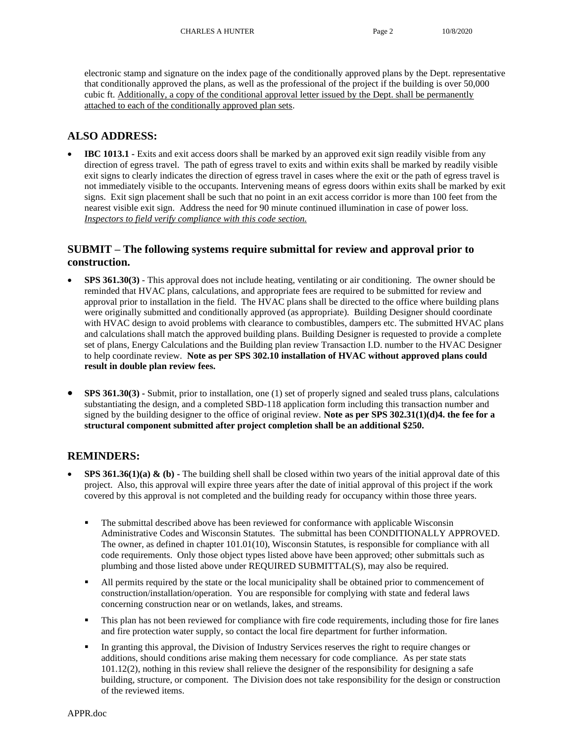electronic stamp and signature on the index page of the conditionally approved plans by the Dept. representative that conditionally approved the plans, as well as the professional of the project if the building is over 50,000 cubic ft. <u>Additionally, a copy of the conditional approval letter issued by the Dept. shall be permanently attached to each of the conditionally approved plan sets</u>.

## ALSO ADDRESS:

- **IBC 1013.1 -** Exits and exit access doors shall be marked by an approved exit sign readily visible from any direction of egress travel. The path of egress travel to exits and within exits shall be marked by readily visible exit signs to clearly indicates the direction of egress travel in cases where the exit or the path of egress travel is not immediately visible to the occupants. Intervening means of egress doors within exits shall be marked by exit signs. Exit sign placement shall be such that no point in an exit access corridor is more than 100 feet from the nearest visible exit sign. Address the need for 90 minute continued illumination in case of power loss. *<u>Inspectors to field verify compliance with this code section.</u>*

## SUBMIT – The following systems require submittal for review and approval prior to construction.

- **SPS 361.30(3)** - This approval does not include heating, ventilating or air conditioning. The owner should be reminded that HVAC plans, calculations, and appropriate fees are required to be submitted for review and approval prior to installation in the field. The HVAC plans shall be directed to the office where building plans were originally submitted and conditionally approved (as appropriate). Building Designer should coordinate with HVAC design to avoid problems with clearance to combustibles, dampers etc. The submitted HVAC plans and calculations shall match the approved building plans. Building Designer is requested to provide a complete set of plans, Energy Calculations and the Building plan review Transaction I.D. number to the HVAC Designer to help coordinate review. **Note as per SPS 302.10 installation of HVAC without approved plans could result in double plan review fees.**

- **SPS 361.30(3) -** Submit, prior to installation, one (1) set of properly signed and sealed truss plans, calculations substantiating the design, and a completed SBD-118 application form including this transaction number and signed by the building designer to the office of original review. **Note as per SPS 302.31(1)(d)4. the fee for a structural component submitted after project completion shall be an additional $250.**

## REMINDERS:

- **SPS 361.36(1)(a) & (b) -** The building shell shall be closed within two years of the initial approval date of this project. Also, this approval will expire three years after the date of initial approval of this project if the work covered by this approval is not completed and the building ready for occupancy within those three years.

  - The submittal described above has been reviewed for conformance with applicable Wisconsin Administrative Codes and Wisconsin Statutes. The submittal has been CONDITIONALLY APPROVED. The owner, as defined in chapter 101.01(10), Wisconsin Statutes, is responsible for compliance with all code requirements. Only those object types listed above have been approved; other submittals such as plumbing and those listed above under REQUIRED SUBMITTAL(S), may also be required.
  - All permits required by the state or the local municipality shall be obtained prior to commencement of construction/installation/operation. You are responsible for complying with state and federal laws concerning construction near or on wetlands, lakes, and streams.
  - This plan has not been reviewed for compliance with fire code requirements, including those for fire lanes and fire protection water supply, so contact the local fire department for further information.
  - In granting this approval, the Division of Industry Services reserves the right to require changes or additions, should conditions arise making them necessary for code compliance. As per state stats 101.12(2), nothing in this review shall relieve the designer of the responsibility for designing a safe building, structure, or component. The Division does not take responsibility for the design or construction of the reviewed items.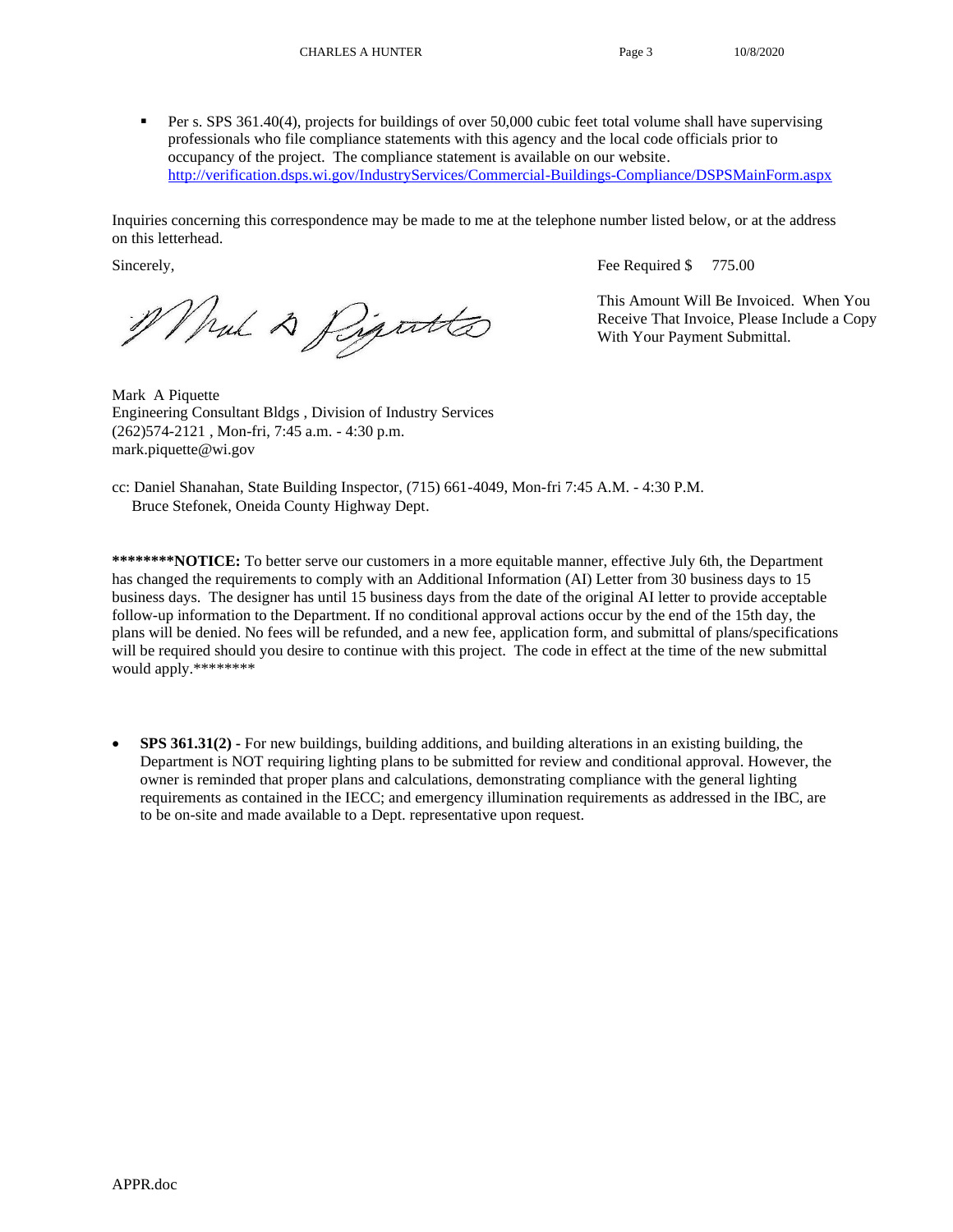- Per s. SPS 361.40(4), projects for buildings of over 50,000 cubic feet total volume shall have supervising professionals who file compliance statements with this agency and the local code officials prior to occupancy of the project. The compliance statement is available on our website. http://verification.dsps.wi.gov/IndustryServices/Commercial-Buildings-Compliance/DSPSMainForm.aspx

Inquiries concerning this correspondence may be made to me at the telephone number listed below, or at the address on this letterhead.

Sincerely,

Fee Required $ 775.00

This Amount Will Be Invoiced. When You Receive That Invoice, Please Include a Copy With Your Payment Submittal.

Mark A Piquette
Engineering Consultant Bldgs , Division of Industry Services
(262)574-2121 , Mon-fri, 7:45 a.m. - 4:30 p.m.
mark.piquette@wi.gov

cc: Daniel Shanahan, State Building Inspector, (715) 661-4049, Mon-fri 7:45 A.M. - 4:30 P.M.
Bruce Stefonek, Oneida County Highway Dept.

*******__NOTICE:__ To better serve our customers in a more equitable manner, effective July 6th, the Department has changed the requirements to comply with an Additional Information (AI) Letter from 30 business days to 15 business days. The designer has until 15 business days from the date of the original AI letter to provide acceptable follow-up information to the Department. If no conditional approval actions occur by the end of the 15th day, the plans will be denied. No fees will be refunded, and a new fee, application form, and submittal of plans/specifications will be required should you desire to continue with this project. The code in effect at the time of the new submittal would apply.********

- **SPS 361.31(2)** - For new buildings, building additions, and building alterations in an existing building, the Department is NOT requiring lighting plans to be submitted for review and conditional approval. However, the owner is reminded that proper plans and calculations, demonstrating compliance with the general lighting requirements as contained in the IECC; and emergency illumination requirements as addressed in the IBC, are to be on-site and made available to a Dept. representative upon request.

APPR.doc